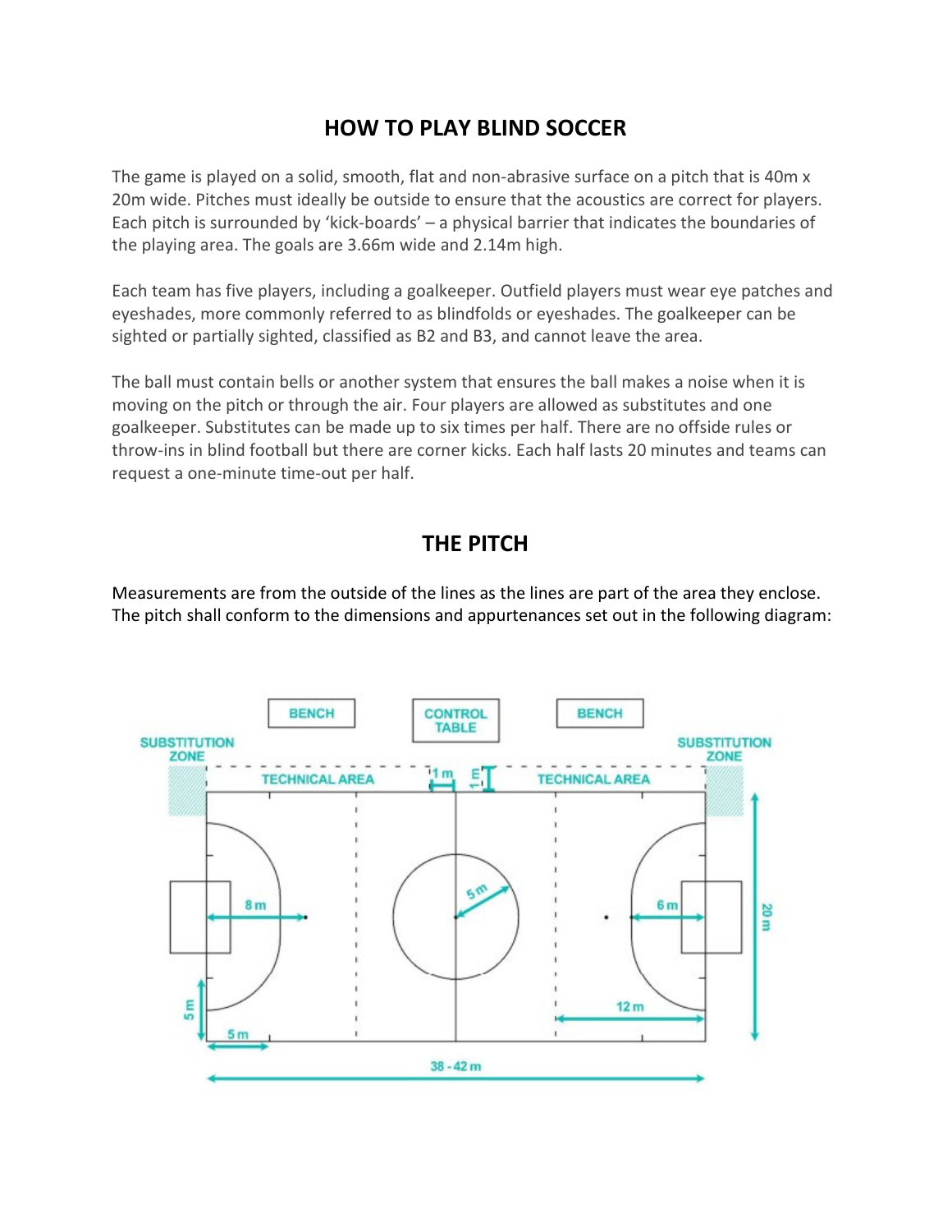# HOW TO PLAY BLIND SOCCER

The game is played on a solid, smooth, flat and non-abrasive surface on a pitch that is 40m x 20m wide. Pitches must ideally be outside to ensure that the acoustics are correct for players. Each pitch is surrounded by 'kick-boards' – a physical barrier that indicates the boundaries of the playing area. The goals are 3.66m wide and 2.14m high.

Each team has five players, including a goalkeeper. Outfield players must wear eye patches and eyeshades, more commonly referred to as blindfolds or eyeshades. The goalkeeper can be sighted or partially sighted, classified as B2 and B3, and cannot leave the area.

The ball must contain bells or another system that ensures the ball makes a noise when it is moving on the pitch or through the air. Four players are allowed as substitutes and one goalkeeper. Substitutes can be made up to six times per half. There are no offside rules or throw-ins in blind football but there are corner kicks. Each half lasts 20 minutes and teams can request a one-minute time-out per half.

## THE PITCH

Measurements are from the outside of the lines as the lines are part of the area they enclose. The pitch shall conform to the dimensions and appurtenances set out in the following diagram: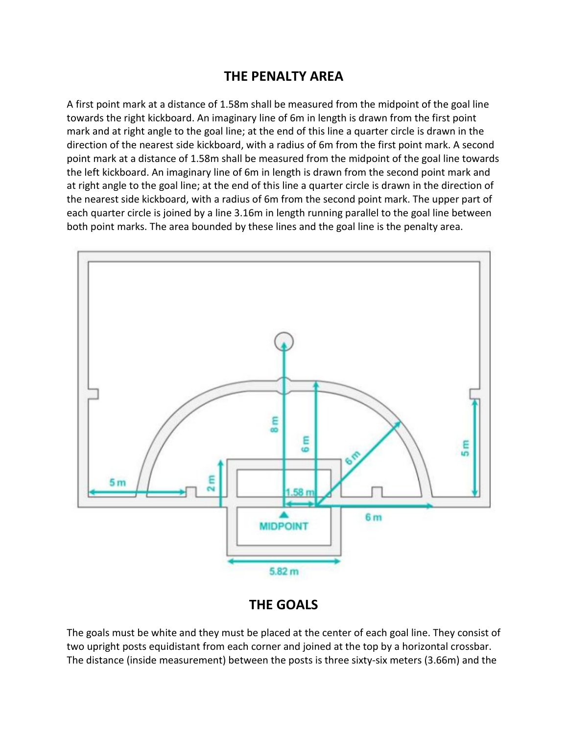## THE PENALTY AREA

A first point mark at a distance of 1.58m shall be measured from the midpoint of the goal line towards the right kickboard. An imaginary line of 6m in length is drawn from the first point mark and at right angle to the goal line; at the end of this line a quarter circle is drawn in the direction of the nearest side kickboard, with a radius of 6m from the first point mark. A second point mark at a distance of 1.58m shall be measured from the midpoint of the goal line towards the left kickboard. An imaginary line of 6m in length is drawn from the second point mark and at right angle to the goal line; at the end of this line a quarter circle is drawn in the direction of the nearest side kickboard, with a radius of 6m from the second point mark. The upper part of each quarter circle is joined by a line 3.16m in length running parallel to the goal line between both point marks. The area bounded by these lines and the goal line is the penalty area.

## THE GOALS

The goals must be white and they must be placed at the center of each goal line. They consist of two upright posts equidistant from each corner and joined at the top by a horizontal crossbar. The distance (inside measurement) between the posts is three sixty-six meters (3.66m) and the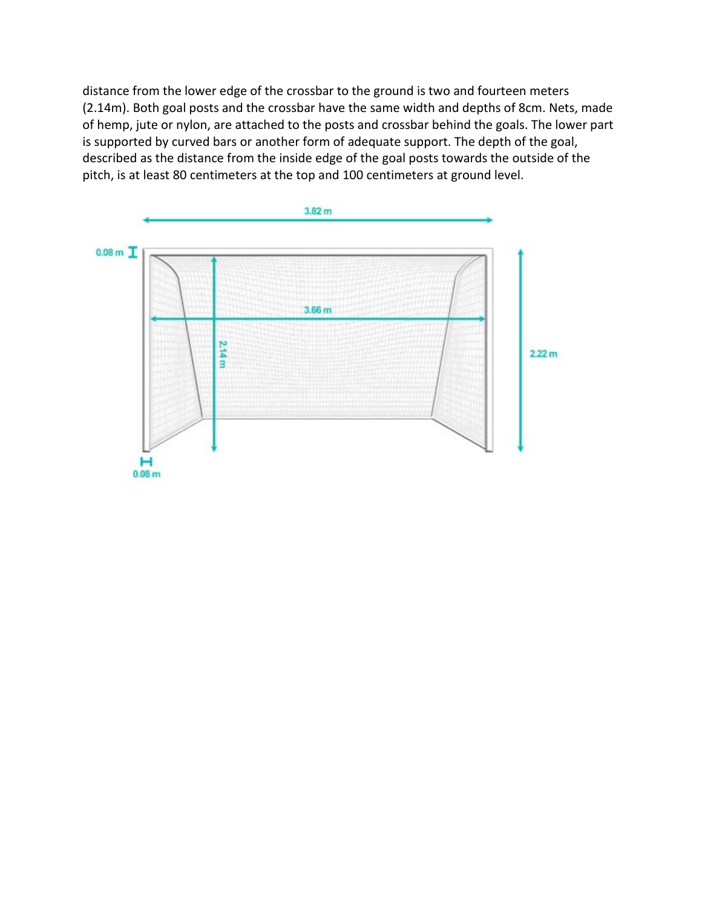distance from the lower edge of the crossbar to the ground is two and fourteen meters (2.14m). Both goal posts and the crossbar have the same width and depths of 8cm. Nets, made of hemp, jute or nylon, are attached to the posts and crossbar behind the goals. The lower part is supported by curved bars or another form of adequate support. The depth of the goal, described as the distance from the inside edge of the goal posts towards the outside of the pitch, is at least 80 centimeters at the top and 100 centimeters at ground level.

3.82 m

0.08 m

3.66 m

2.14 m

2.22 m

0.08 m